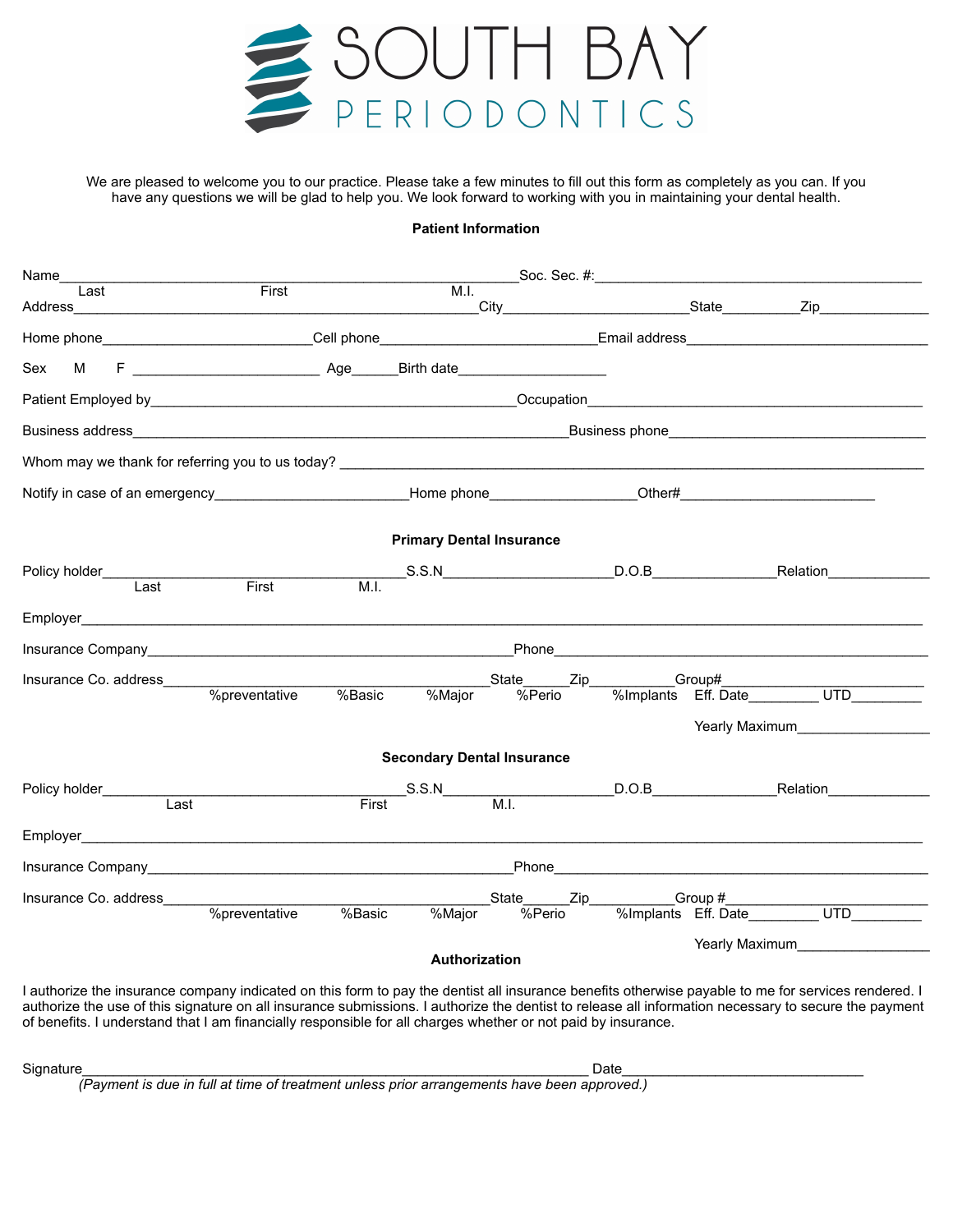# SOUTH BAY PERIODONTICS

We are pleased to welcome you to our practice. Please take a few minutes to fill out this form as completely as you can. If you have any questions we will be glad to help you. We look forward to working with you in maintaining your dental health.

## Patient Information

Name_____________________________________________________________Soc. Sec. #:___________________________________________
Last                                        First                                        M.I.

Address_____________________________________________________City_________________________State__________Zip______________

Home phone___________________________Cell phone____________________________Email address___________________________________

Sex   M   F ________________________ Age______Birth date___________________

Patient Employed by_________________________________________________Occupation_____________________________________________

Business address__________________________________________________________Business phone__________________________________

Whom may we thank for referring you to us today? _____________________________________________________________________________

Notify in case of an emergency________________________Home phone__________________Other#_________________________

## Primary Dental Insurance

Policy holder_______________________________________S.S.N_____________________D.O.B_______________Relation_____________
Last                    First                    M.I.

Employer_____________________________________________________________________________________________________________

Insurance Company________________________________________________Phone_________________________________________________

Insurance Co. address_________________________________________State______Zip__________Group#__________________________

%preventative   %Basic   %Major   %Perio   %Implants   Eff. Date_________ UTD_________

Yearly Maximum_________________

## Secondary Dental Insurance

Policy holder_______________________________________S.S.N_____________________D.O.B_______________Relation_____________
Last                    First                    M.I.

Employer_____________________________________________________________________________________________________________

Insurance Company________________________________________________Phone_________________________________________________

Insurance Co. address_________________________________________State______Zip__________Group #_________________________

%preventative   %Basic   %Major   %Perio   %Implants   Eff. Date_________ UTD_________

Yearly Maximum_________________

## Authorization

I authorize the insurance company indicated on this form to pay the dentist all insurance benefits otherwise payable to me for services rendered. I authorize the use of this signature on all insurance submissions. I authorize the dentist to release all information necessary to secure the payment of benefits. I understand that I am financially responsible for all charges whether or not paid by insurance.

Signature__________________________________________________________________ Date_______________________________

*(Payment is due in full at time of treatment unless prior arrangements have been approved.)*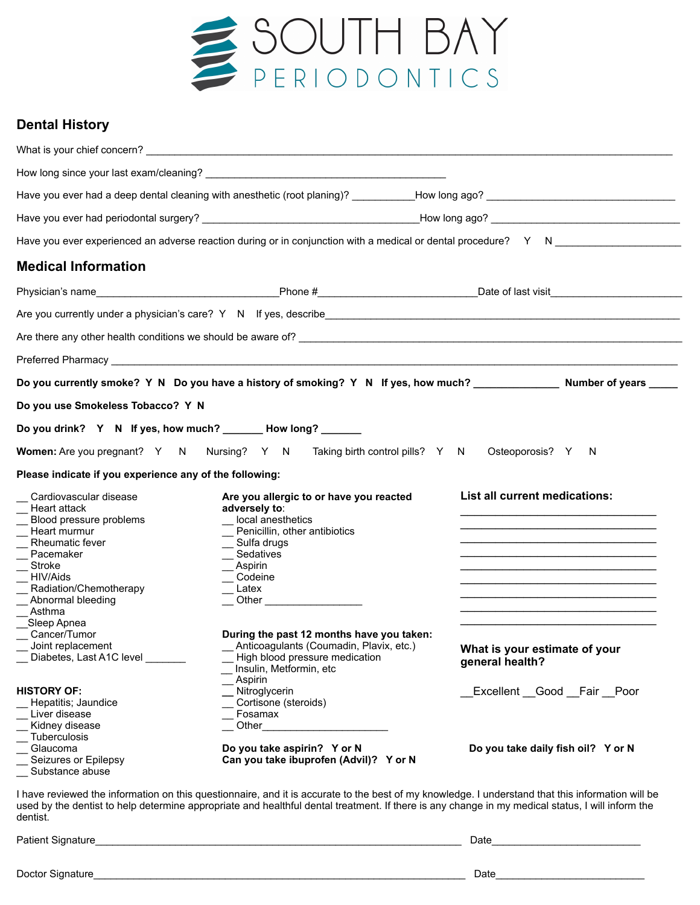# SOUTH BAY PERIODONTICS

## Dental History

What is your chief concern? ____________________________________________________________________________________________

How long since your last exam/cleaning? ___________________________________________

Have you ever had a deep dental cleaning with anesthetic (root planing)? ___________How long ago? __________________________________

Have you ever had periodontal surgery? _______________________________________How long ago? __________________________________

Have you ever experienced an adverse reaction during or in conjunction with a medical or dental procedure? Y N ______________________

## Medical Information

Physician's name_______________________________Phone #___________________________Date of last visit________________________

Are you currently under a physician's care? Y N If yes, describe________________________________________________________________

Are there any other health conditions we should be aware of? _________________________________________________________________

Preferred Pharmacy ________________________________________________________________________________________________

**Do you currently smoke? Y N Do you have a history of smoking? Y N If yes, how much? _______________ Number of years _____**

**Do you use Smokeless Tobacco? Y N**

**Do you drink? Y N If yes, how much? _______ How long? _______**

**Women:** Are you pregnant? Y N Nursing? Y N Taking birth control pills? Y N Osteoporosis? Y N

**Please indicate if you experience any of the following:**

__ Cardiovascular disease
__ Heart attack
__ Blood pressure problems
__ Heart murmur
__ Rheumatic fever
__ Pacemaker
__ Stroke
__ HIV/Aids
__ Radiation/Chemotherapy
__ Abnormal bleeding
__ Asthma
__Sleep Apnea
__ Cancer/Tumor
__ Joint replacement
__ Diabetes, Last A1C level _______

**HISTORY OF:**
__ Hepatitis; Jaundice
__ Liver disease
__ Kidney disease
__ Tuberculosis
__ Glaucoma
__ Seizures or Epilepsy
__ Substance abuse

**Are you allergic to or have you reacted adversely to**:
__ local anesthetics
__ Penicillin, other antibiotics
__ Sulfa drugs
__ Sedatives
__ Aspirin
__ Codeine
__ Latex
__ Other _________________

**During the past 12 months have you taken:**
__ Anticoagulants (Coumadin, Plavix, etc.)
__ High blood pressure medication
__ Insulin, Metformin, etc
__ Aspirin
__ Nitroglycerin
__ Cortisone (steroids)
__ Fosamax
__ Other______________________

**Do you take aspirin? Y or N**
**Can you take ibuprofen (Advil)? Y or N**

**List all current medications:**

_________________________________
_________________________________
_________________________________
_________________________________
_________________________________
_________________________________
_________________________________
_________________________________
_________________________________

**What is your estimate of your general health?**

__Excellent __Good __Fair __Poor

**Do you take daily fish oil? Y or N**

I have reviewed the information on this questionnaire, and it is accurate to the best of my knowledge. I understand that this information will be used by the dentist to help determine appropriate and healthful dental treatment. If there is any change in my medical status, I will inform the dentist.

Patient Signature_____________________________________________________________ Date_________________________

Doctor Signature______________________________________________________________ Date_________________________